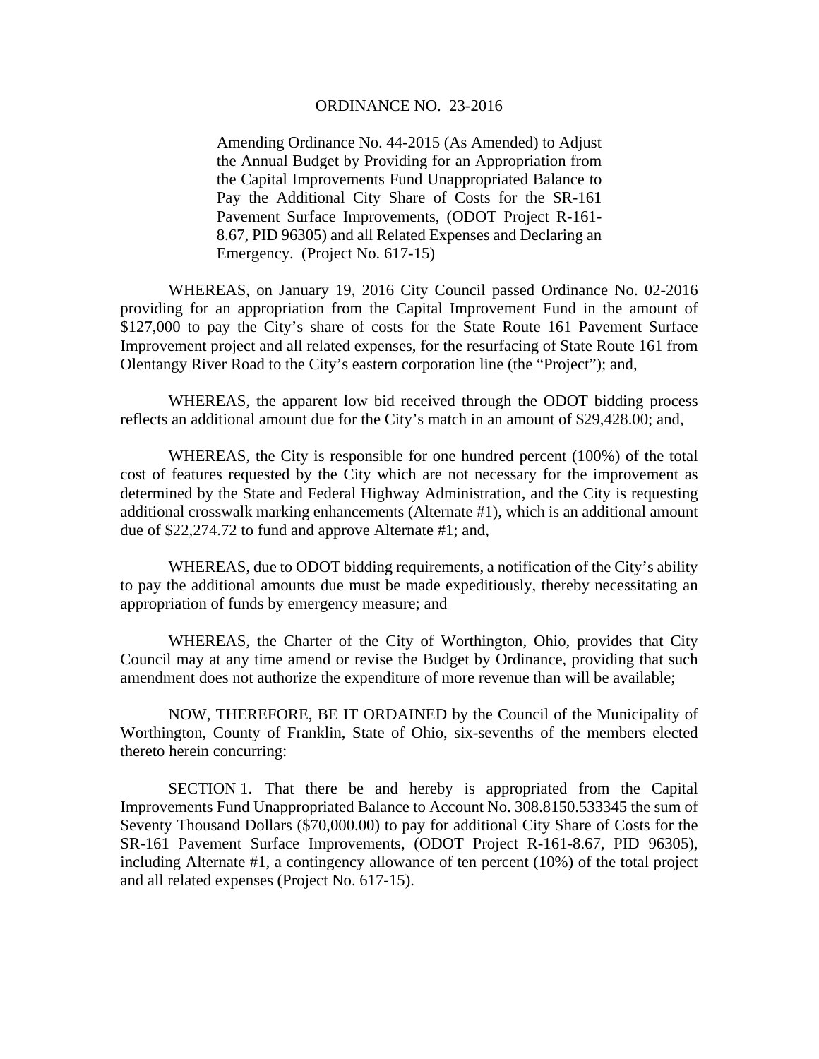# ORDINANCE NO. 23-2016

Amending Ordinance No. 44-2015 (As Amended) to Adjust the Annual Budget by Providing for an Appropriation from the Capital Improvements Fund Unappropriated Balance to Pay the Additional City Share of Costs for the SR-161 Pavement Surface Improvements, (ODOT Project R-161-8.67, PID 96305) and all Related Expenses and Declaring an Emergency. (Project No. 617-15)

WHEREAS, on January 19, 2016 City Council passed Ordinance No. 02-2016 providing for an appropriation from the Capital Improvement Fund in the amount of $127,000 to pay the City's share of costs for the State Route 161 Pavement Surface Improvement project and all related expenses, for the resurfacing of State Route 161 from Olentangy River Road to the City's eastern corporation line (the "Project"); and,

WHEREAS, the apparent low bid received through the ODOT bidding process reflects an additional amount due for the City's match in an amount of $29,428.00; and,

WHEREAS, the City is responsible for one hundred percent (100%) of the total cost of features requested by the City which are not necessary for the improvement as determined by the State and Federal Highway Administration, and the City is requesting additional crosswalk marking enhancements (Alternate #1), which is an additional amount due of $22,274.72 to fund and approve Alternate #1; and,

WHEREAS, due to ODOT bidding requirements, a notification of the City's ability to pay the additional amounts due must be made expeditiously, thereby necessitating an appropriation of funds by emergency measure; and

WHEREAS, the Charter of the City of Worthington, Ohio, provides that City Council may at any time amend or revise the Budget by Ordinance, providing that such amendment does not authorize the expenditure of more revenue than will be available;

NOW, THEREFORE, BE IT ORDAINED by the Council of the Municipality of Worthington, County of Franklin, State of Ohio, six-sevenths of the members elected thereto herein concurring:

SECTION 1. That there be and hereby is appropriated from the Capital Improvements Fund Unappropriated Balance to Account No. 308.8150.533345 the sum of Seventy Thousand Dollars ($70,000.00) to pay for additional City Share of Costs for the SR-161 Pavement Surface Improvements, (ODOT Project R-161-8.67, PID 96305), including Alternate #1, a contingency allowance of ten percent (10%) of the total project and all related expenses (Project No. 617-15).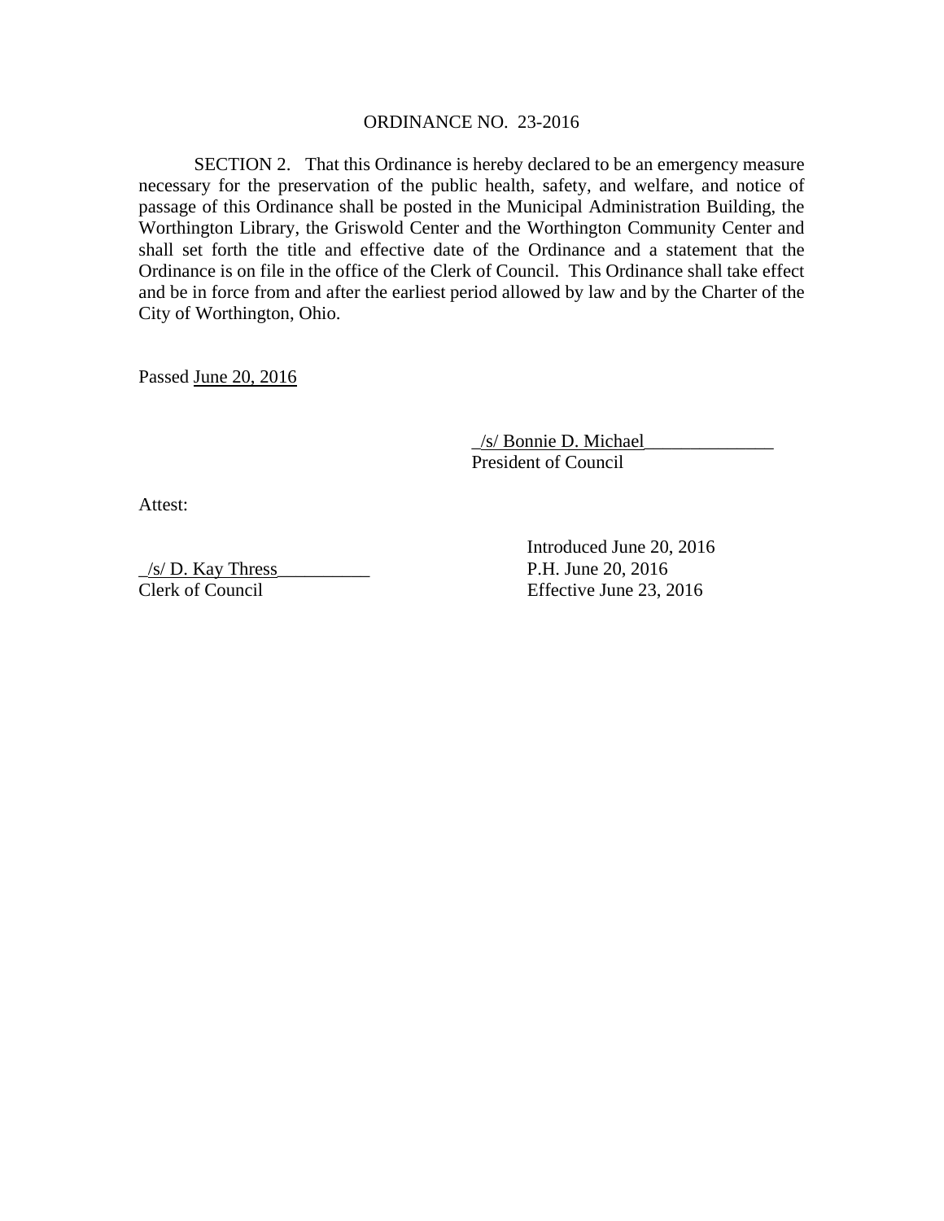ORDINANCE NO. 23-2016

SECTION 2. That this Ordinance is hereby declared to be an emergency measure necessary for the preservation of the public health, safety, and welfare, and notice of passage of this Ordinance shall be posted in the Municipal Administration Building, the Worthington Library, the Griswold Center and the Worthington Community Center and shall set forth the title and effective date of the Ordinance and a statement that the Ordinance is on file in the office of the Clerk of Council. This Ordinance shall take effect and be in force from and after the earliest period allowed by law and by the Charter of the City of Worthington, Ohio.

Passed June 20, 2016

_/s/ Bonnie D. Michael______________
President of Council

Attest:

_/s/ D. Kay Thress__________
Clerk of Council

Introduced June 20, 2016
P.H. June 20, 2016
Effective June 23, 2016